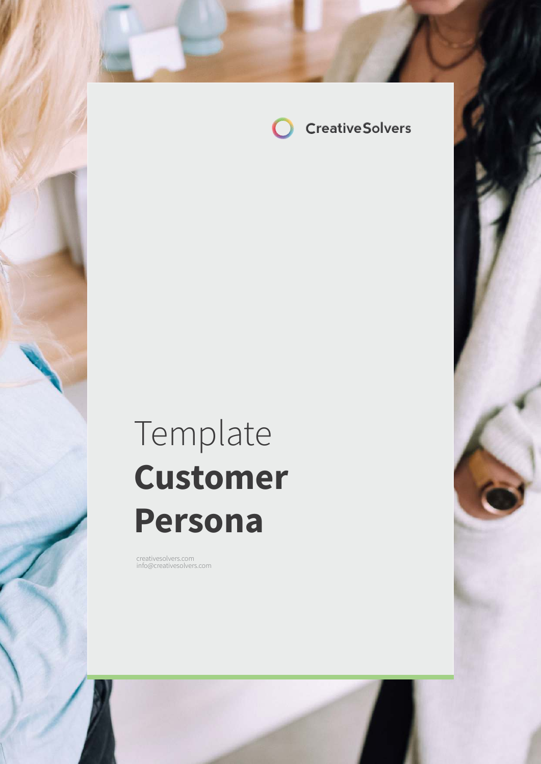CreativeSolvers

# Template **Customer Persona**

creativesolvers.com
info@creativesolvers.com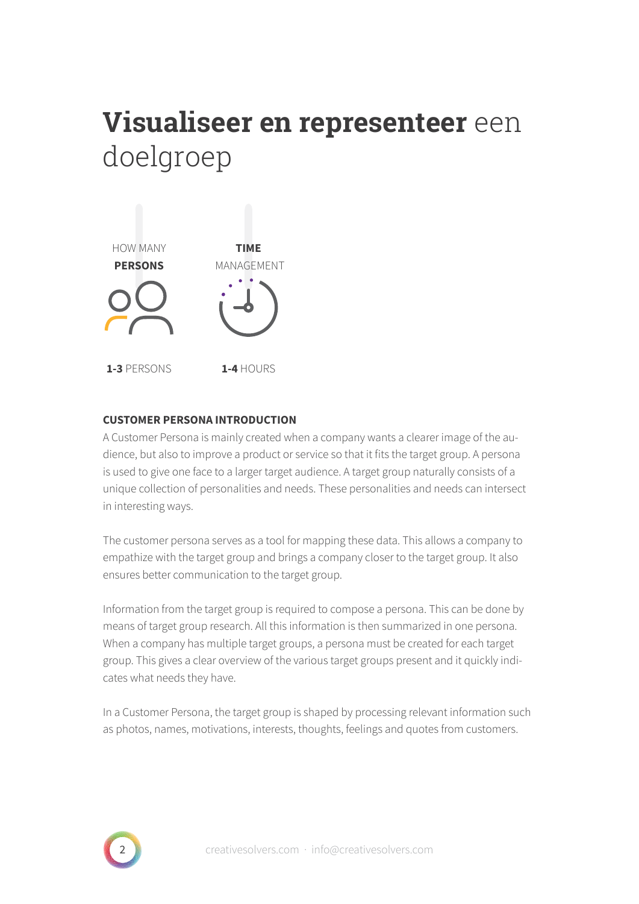# **Visualiseer en representeer** een doelgroep

HOW MANY **PERSONS**

**1-3** PERSONS

**TIME** MANAGEMENT

**1-4** HOURS

**CUSTOMER PERSONA INTRODUCTION**

A Customer Persona is mainly created when a company wants a clearer image of the audience, but also to improve a product or service so that it fits the target group. A persona is used to give one face to a larger target audience. A target group naturally consists of a unique collection of personalities and needs. These personalities and needs can intersect in interesting ways.

The customer persona serves as a tool for mapping these data. This allows a company to empathize with the target group and brings a company closer to the target group. It also ensures better communication to the target group.

Information from the target group is required to compose a persona. This can be done by means of target group research. All this information is then summarized in one persona. When a company has multiple target groups, a persona must be created for each target group. This gives a clear overview of the various target groups present and it quickly indicates what needs they have.

In a Customer Persona, the target group is shaped by processing relevant information such as photos, names, motivations, interests, thoughts, feelings and quotes from customers.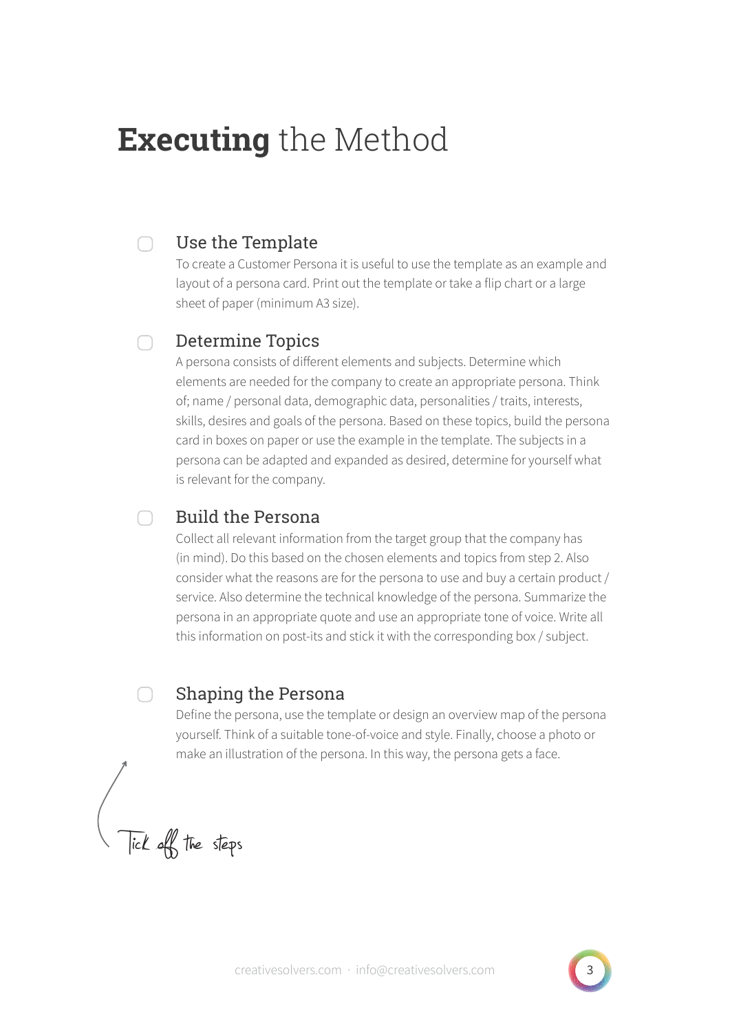# **Executing** the Method

- [ ] **Use the Template**

  To create a Customer Persona it is useful to use the template as an example and layout of a persona card. Print out the template or take a flip chart or a large sheet of paper (minimum A3 size).

- [ ] **Determine Topics**

  A persona consists of different elements and subjects. Determine which elements are needed for the company to create an appropriate persona. Think of; name / personal data, demographic data, personalities / traits, interests, skills, desires and goals of the persona. Based on these topics, build the persona card in boxes on paper or use the example in the template. The subjects in a persona can be adapted and expanded as desired, determine for yourself what is relevant for the company.

- [ ] **Build the Persona**

  Collect all relevant information from the target group that the company has (in mind). Do this based on the chosen elements and topics from step 2. Also consider what the reasons are for the persona to use and buy a certain product / service. Also determine the technical knowledge of the persona. Summarize the persona in an appropriate quote and use an appropriate tone of voice. Write all this information on post-its and stick it with the corresponding box / subject.

- [ ] **Shaping the Persona**

  Define the persona, use the template or design an overview map of the persona yourself. Think of a suitable tone-of-voice and style. Finally, choose a photo or make an illustration of the persona. In this way, the persona gets a face.

*Tick off the steps*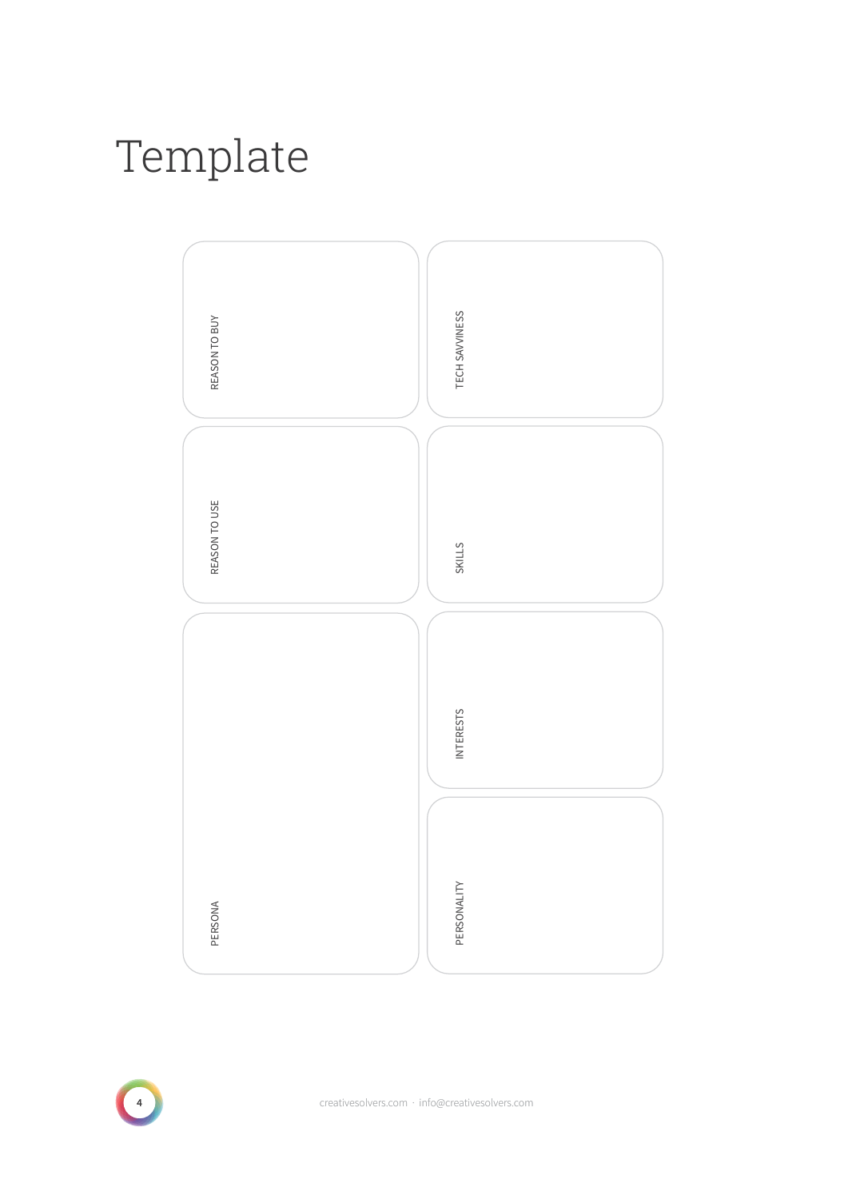# Template

REASON TO BUY

TECH SAVVINESS

REASON TO USE

SKILLS

PERSONA

INTERESTS

PERSONALITY

creativesolvers.com · info@creativesolvers.com